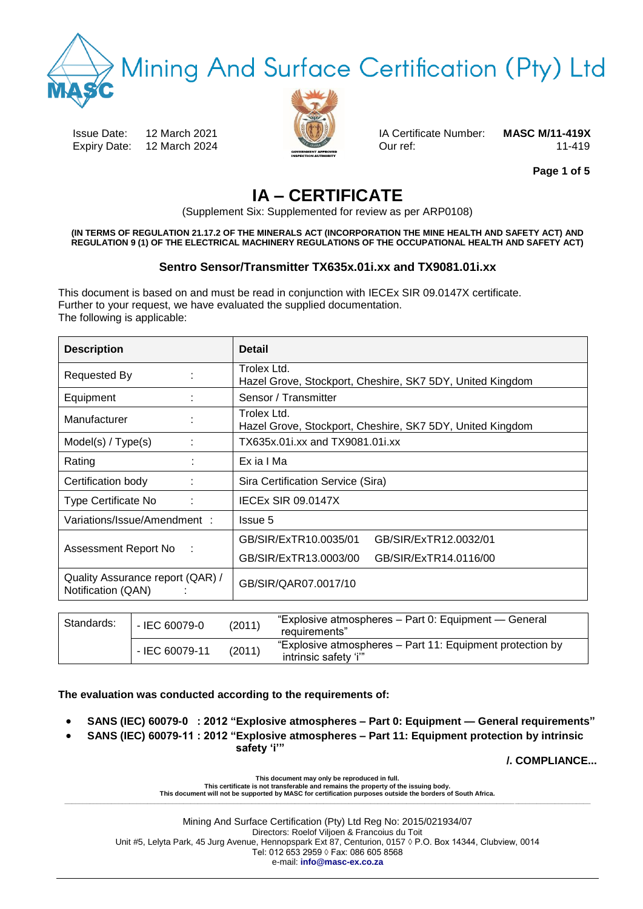Mining And Surface Certification (Pty) Ltd

Issue Date: 12 March 2021
Expiry Date: 12 March 2024

IA Certificate Number: **MASC M/11-419X**
Our ref: 11-419

# IA – CERTIFICATE

(Supplement Six: Supplemented for review as per ARP0108)

**(IN TERMS OF REGULATION 21.17.2 OF THE MINERALS ACT (INCORPORATION THE MINE HEALTH AND SAFETY ACT) AND REGULATION 9 (1) OF THE ELECTRICAL MACHINERY REGULATIONS OF THE OCCUPATIONAL HEALTH AND SAFETY ACT)**

### Sentro Sensor/Transmitter TX635x.01i.xx and TX9081.01i.xx

This document is based on and must be read in conjunction with IECEx SIR 09.0147X certificate.
Further to your request, we have evaluated the supplied documentation.
The following is applicable:

| Description | Detail |
|---|---|
| Requested By : | Trolex Ltd.<br>Hazel Grove, Stockport, Cheshire, SK7 5DY, United Kingdom |
| Equipment : | Sensor / Transmitter |
| Manufacturer : | Trolex Ltd.<br>Hazel Grove, Stockport, Cheshire, SK7 5DY, United Kingdom |
| Model(s) / Type(s) : | TX635x.01i.xx and TX9081.01i.xx |
| Rating : | Ex ia I Ma |
| Certification body : | Sira Certification Service (Sira) |
| Type Certificate No : | IECEx SIR 09.0147X |
| Variations/Issue/Amendment : | Issue 5 |
| Assessment Report No : | GB/SIR/ExTR10.0035/01 GB/SIR/ExTR12.0032/01<br>GB/SIR/ExTR13.0003/00 GB/SIR/ExTR14.0116/00 |
| Quality Assurance report (QAR) / Notification (QAN) : | GB/SIR/QAR07.0017/10 |

| Standards: | | | |
|---|---|---|---|
| | - IEC 60079-0 | (2011) | "Explosive atmospheres – Part 0: Equipment — General requirements" |
| | - IEC 60079-11 | (2011) | "Explosive atmospheres – Part 11: Equipment protection by intrinsic safety 'i'" |

**The evaluation was conducted according to the requirements of:**

- **SANS (IEC) 60079-0 : 2012 "Explosive atmospheres – Part 0: Equipment — General requirements"**
- **SANS (IEC) 60079-11 : 2012 "Explosive atmospheres – Part 11: Equipment protection by intrinsic safety 'i'"**

**/. COMPLIANCE...**

**This document may only be reproduced in full.**
**This certificate is not transferable and remains the property of the issuing body.**
**This document will not be supported by MASC for certification purposes outside the borders of South Africa.**

Mining And Surface Certification (Pty) Ltd Reg No: 2015/021934/07
Directors: Roelof Viljoen & Francoius du Toit
Unit #5, Lelyta Park, 45 Jurg Avenue, Hennopspark Ext 87, Centurion, 0157 ◊ P.O. Box 14344, Clubview, 0014
Tel: 012 653 2959 ◊ Fax: 086 605 8568
e-mail: **info@masc-ex.co.za**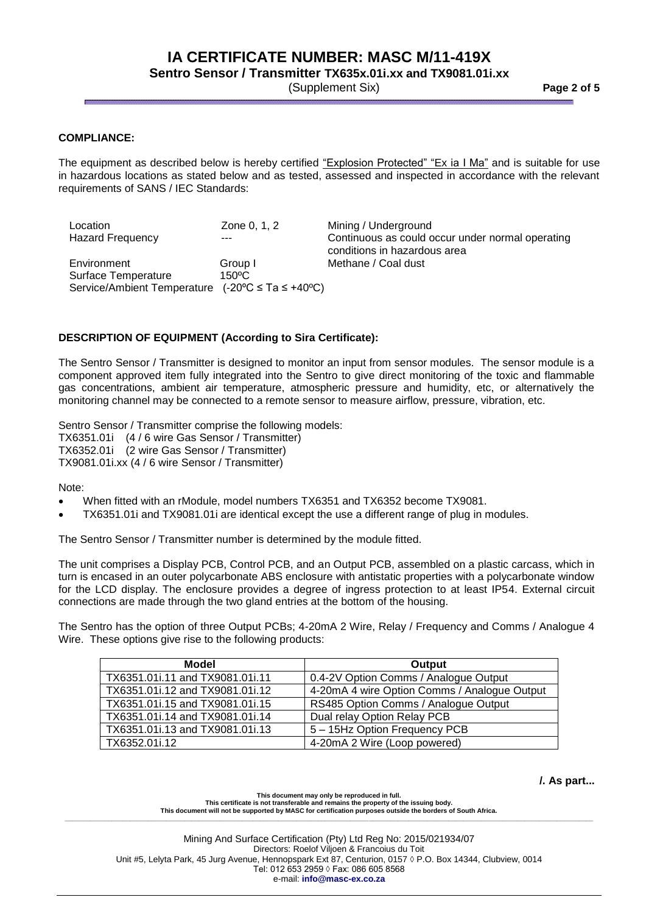## COMPLIANCE:

The equipment as described below is hereby certified "Explosion Protected" "Ex ia I Ma" and is suitable for use in hazardous locations as stated below and as tested, assessed and inspected in accordance with the relevant requirements of SANS / IEC Standards:

| | | |
|---|---|---|
| Location | Zone 0, 1, 2 | Mining / Underground |
| Hazard Frequency | --- | Continuous as could occur under normal operating conditions in hazardous area |
| Environment | Group I | Methane / Coal dust |
| Surface Temperature | 150ºC | |
| Service/Ambient Temperature | (-20ºC ≤ Ta ≤ +40ºC) | |

## DESCRIPTION OF EQUIPMENT (According to Sira Certificate):

The Sentro Sensor / Transmitter is designed to monitor an input from sensor modules. The sensor module is a component approved item fully integrated into the Sentro to give direct monitoring of the toxic and flammable gas concentrations, ambient air temperature, atmospheric pressure and humidity, etc, or alternatively the monitoring channel may be connected to a remote sensor to measure airflow, pressure, vibration, etc.

Sentro Sensor / Transmitter comprise the following models:
TX6351.01i (4 / 6 wire Gas Sensor / Transmitter)
TX6352.01i (2 wire Gas Sensor / Transmitter)
TX9081.01i.xx (4 / 6 wire Sensor / Transmitter)

Note:

- When fitted with an rModule, model numbers TX6351 and TX6352 become TX9081.
- TX6351.01i and TX9081.01i are identical except the use a different range of plug in modules.

The Sentro Sensor / Transmitter number is determined by the module fitted.

The unit comprises a Display PCB, Control PCB, and an Output PCB, assembled on a plastic carcass, which in turn is encased in an outer polycarbonate ABS enclosure with antistatic properties with a polycarbonate window for the LCD display. The enclosure provides a degree of ingress protection to at least IP54. External circuit connections are made through the two gland entries at the bottom of the housing.

The Sentro has the option of three Output PCBs; 4-20mA 2 Wire, Relay / Frequency and Comms / Analogue 4 Wire. These options give rise to the following products:

| Model | Output |
|---|---|
| TX6351.01i.11 and TX9081.01i.11 | 0.4-2V Option Comms / Analogue Output |
| TX6351.01i.12 and TX9081.01i.12 | 4-20mA 4 wire Option Comms / Analogue Output |
| TX6351.01i.15 and TX9081.01i.15 | RS485 Option Comms / Analogue Output |
| TX6351.01i.14 and TX9081.01i.14 | Dual relay Option Relay PCB |
| TX6351.01i.13 and TX9081.01i.13 | 5 – 15Hz Option Frequency PCB |
| TX6352.01i.12 | 4-20mA 2 Wire (Loop powered) |

**/. As part...**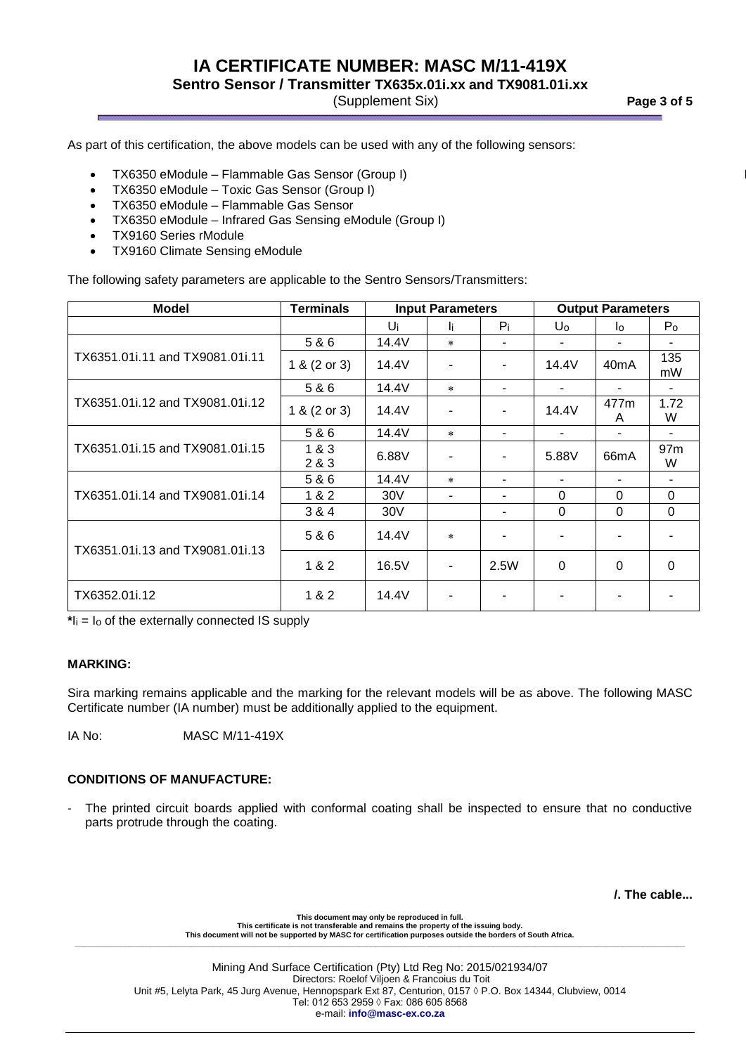As part of this certification, the above models can be used with any of the following sensors:

- TX6350 eModule – Flammable Gas Sensor (Group I)
- TX6350 eModule – Toxic Gas Sensor (Group I)
- TX6350 eModule – Flammable Gas Sensor
- TX6350 eModule – Infrared Gas Sensing eModule (Group I)
- TX9160 Series rModule
- TX9160 Climate Sensing eModule

The following safety parameters are applicable to the Sentro Sensors/Transmitters:

| Model | Terminals | Input Parameters | | | Output Parameters | | |
|---|---|---|---|---|---|---|---|
| | | $U_i$ | $I_i$ | $P_i$ | $U_o$ | $I_o$ | $P_o$ |
| TX6351.01i.11 and TX9081.01i.11 | 5 & 6 | 14.4V | * | - | - | - | - |
| | 1 & (2 or 3) | 14.4V | - | - | 14.4V | 40mA | 135 mW |
| TX6351.01i.12 and TX9081.01i.12 | 5 & 6 | 14.4V | * | - | - | - | - |
| | 1 & (2 or 3) | 14.4V | - | - | 14.4V | 477mA | 1.72 W |
| TX6351.01i.15 and TX9081.01i.15 | 5 & 6 | 14.4V | * | - | - | - | - |
| | 1 & 3<br>2 & 3 | 6.88V | - | - | 5.88V | 66mA | 97mW |
| TX6351.01i.14 and TX9081.01i.14 | 5 & 6 | 14.4V | * | - | - | - | - |
| | 1 & 2 | 30V | - | - | 0 | 0 | 0 |
| | 3 & 4 | 30V | | - | 0 | 0 | 0 |
| TX6351.01i.13 and TX9081.01i.13 | 5 & 6 | 14.4V | * | - | - | - | - |
| | 1 & 2 | 16.5V | - | 2.5W | 0 | 0 | 0 |
| TX6352.01i.12 | 1 & 2 | 14.4V | - | - | - | - | - |

*$I_i = I_o$ of the externally connected IS supply

**MARKING:**

Sira marking remains applicable and the marking for the relevant models will be as above. The following MASC Certificate number (IA number) must be additionally applied to the equipment.

IA No: MASC M/11-419X

**CONDITIONS OF MANUFACTURE:**

- The printed circuit boards applied with conformal coating shall be inspected to ensure that no conductive parts protrude through the coating.

**/. The cable...**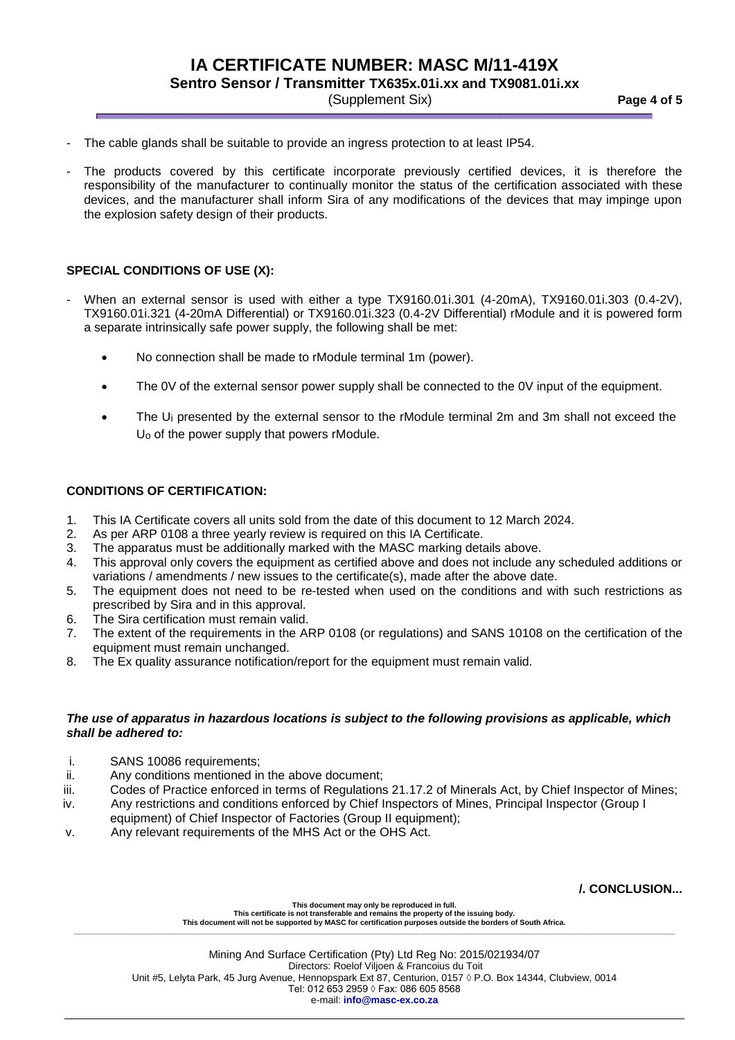- The cable glands shall be suitable to provide an ingress protection to at least IP54.
- The products covered by this certificate incorporate previously certified devices, it is therefore the responsibility of the manufacturer to continually monitor the status of the certification associated with these devices, and the manufacturer shall inform Sira of any modifications of the devices that may impinge upon the explosion safety design of their products.

**SPECIAL CONDITIONS OF USE (X):**

- When an external sensor is used with either a type TX9160.01i.301 (4-20mA), TX9160.01i.303 (0.4-2V), TX9160.01i.321 (4-20mA Differential) or TX9160.01i.323 (0.4-2V Differential) rModule and it is powered form a separate intrinsically safe power supply, the following shall be met:
  - No connection shall be made to rModule terminal 1m (power).
  - The 0V of the external sensor power supply shall be connected to the 0V input of the equipment.
  - The $U_i$ presented by the external sensor to the rModule terminal 2m and 3m shall not exceed the $U_o$ of the power supply that powers rModule.

**CONDITIONS OF CERTIFICATION:**

1. This IA Certificate covers all units sold from the date of this document to 12 March 2024.
2. As per ARP 0108 a three yearly review is required on this IA Certificate.
3. The apparatus must be additionally marked with the MASC marking details above.
4. This approval only covers the equipment as certified above and does not include any scheduled additions or variations / amendments / new issues to the certificate(s), made after the above date.
5. The equipment does not need to be re-tested when used on the conditions and with such restrictions as prescribed by Sira and in this approval.
6. The Sira certification must remain valid.
7. The extent of the requirements in the ARP 0108 (or regulations) and SANS 10108 on the certification of the equipment must remain unchanged.
8. The Ex quality assurance notification/report for the equipment must remain valid.

***The use of apparatus in hazardous locations is subject to the following provisions as applicable, which shall be adhered to:***

i. SANS 10086 requirements;
ii. Any conditions mentioned in the above document;
iii. Codes of Practice enforced in terms of Regulations 21.17.2 of Minerals Act, by Chief Inspector of Mines;
iv. Any restrictions and conditions enforced by Chief Inspectors of Mines, Principal Inspector (Group I equipment) of Chief Inspector of Factories (Group II equipment);
v. Any relevant requirements of the MHS Act or the OHS Act.

**/. CONCLUSION...**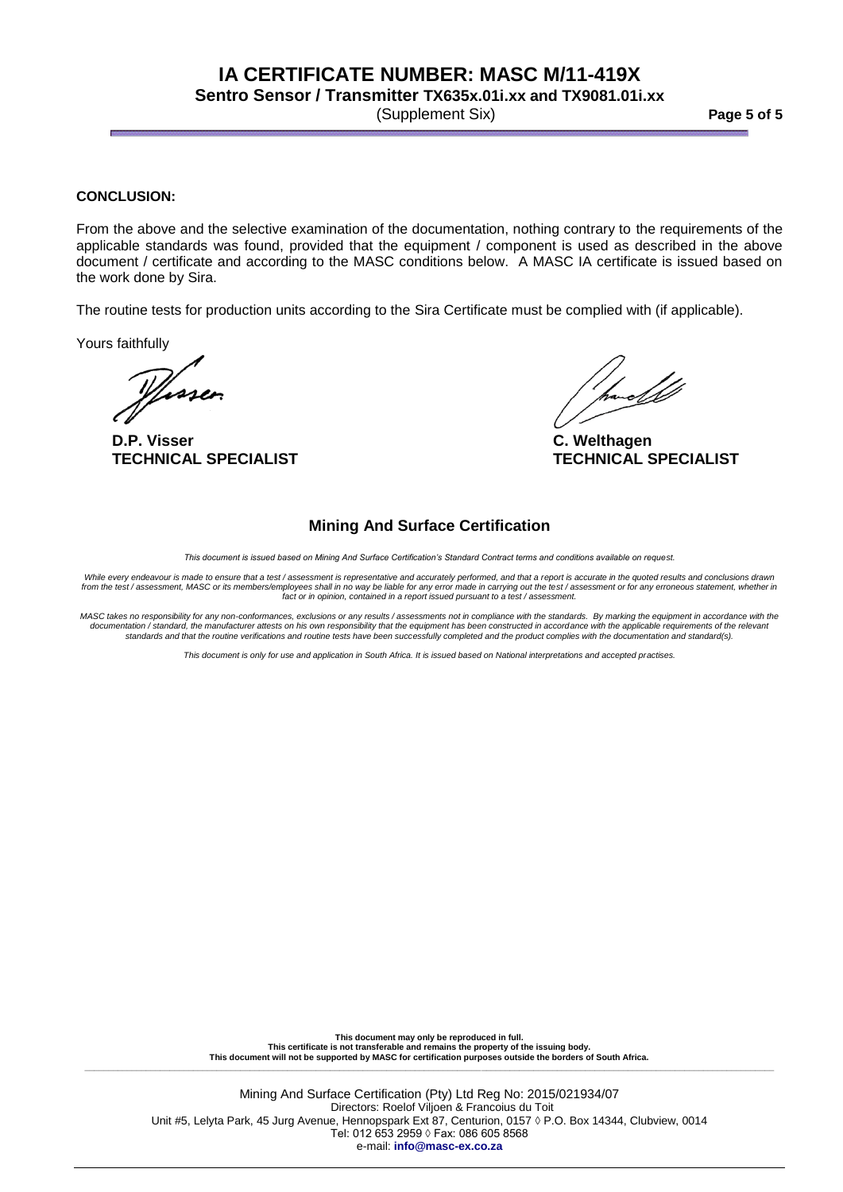**CONCLUSION:**

From the above and the selective examination of the documentation, nothing contrary to the requirements of the applicable standards was found, provided that the equipment / component is used as described in the above document / certificate and according to the MASC conditions below. A MASC IA certificate is issued based on the work done by Sira.

The routine tests for production units according to the Sira Certificate must be complied with (if applicable).

Yours faithfully

**D.P. Visser**
**TECHNICAL SPECIALIST**

**C. Welthagen**
**TECHNICAL SPECIALIST**

## Mining And Surface Certification

*This document is issued based on Mining And Surface Certification's Standard Contract terms and conditions available on request.*

*While every endeavour is made to ensure that a test / assessment is representative and accurately performed, and that a report is accurate in the quoted results and conclusions drawn from the test / assessment, MASC or its members/employees shall in no way be liable for any error made in carrying out the test / assessment or for any erroneous statement, whether in fact or in opinion, contained in a report issued pursuant to a test / assessment.*

*MASC takes no responsibility for any non-conformances, exclusions or any results / assessments not in compliance with the standards. By marking the equipment in accordance with the documentation / standard, the manufacturer attests on his own responsibility that the equipment has been constructed in accordance with the applicable requirements of the relevant standards and that the routine verifications and routine tests have been successfully completed and the product complies with the documentation and standard(s).*

*This document is only for use and application in South Africa. It is issued based on National interpretations and accepted practises.*

**This document may only be reproduced in full.**
**This certificate is not transferable and remains the property of the issuing body.**
**This document will not be supported by MASC for certification purposes outside the borders of South Africa.**

Mining And Surface Certification (Pty) Ltd Reg No: 2015/021934/07
Directors: Roelof Viljoen & Francoius du Toit
Unit #5, Lelyta Park, 45 Jurg Avenue, Hennopspark Ext 87, Centurion, 0157 ◊ P.O. Box 14344, Clubview, 0014
Tel: 012 653 2959 ◊ Fax: 086 605 8568
e-mail: **info@masc-ex.co.za**